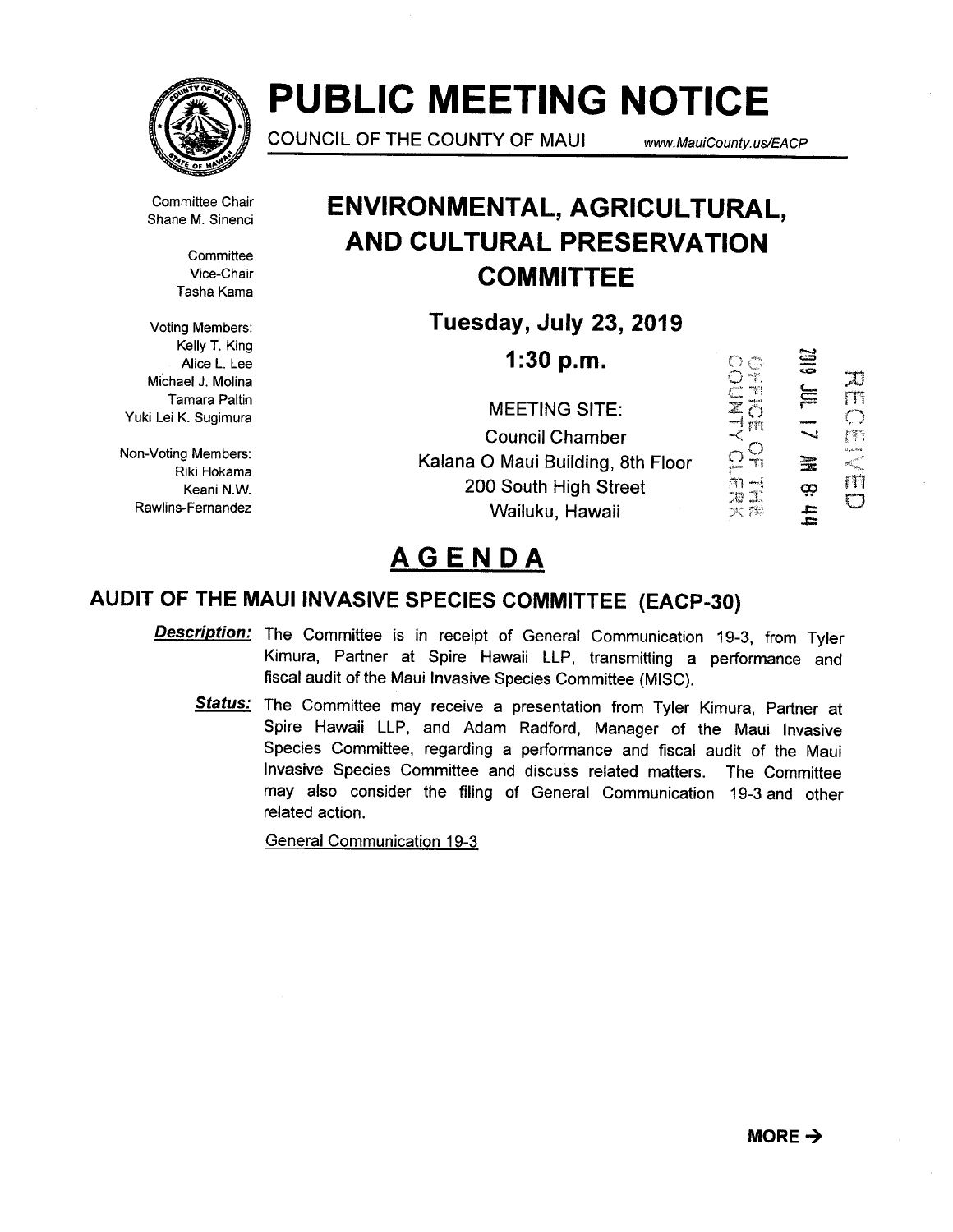# PUBLIC MEETING NOTICE

COUNCIL OF THE COUNTY OF MAUI www.MauiCounty.us/EACP

Committee Chair
Shane M. Sinenci

Committee
Vice-Chair
Tasha Kama

Voting Members:
Kelly T. King
Alice L. Lee
Michael J. Molina
Tamara Paltin
Yuki Lei K. Sugimura

Non-Voting Members:
Riki Hokama
Keani N.W.
Rawlins-Fernandez

## ENVIRONMENTAL, AGRICULTURAL, AND CULTURAL PRESERVATION COMMITTEE

**Tuesday, July 23, 2019**

**1:30 p.m.**

MEETING SITE:
Council Chamber
Kalana O Maui Building, 8th Floor
200 South High Street
Wailuku, Hawaii

OFFICE OF THE COUNTY CLERK
2019 JUL 17 AM 8:44
RECEIVED

# AGENDA

## AUDIT OF THE MAUI INVASIVE SPECIES COMMITTEE (EACP-30)

***Description:*** The Committee is in receipt of General Communication 19-3, from Tyler Kimura, Partner at Spire Hawaii LLP, transmitting a performance and fiscal audit of the Maui Invasive Species Committee (MISC).

***Status:*** The Committee may receive a presentation from Tyler Kimura, Partner at Spire Hawaii LLP, and Adam Radford, Manager of the Maui Invasive Species Committee, regarding a performance and fiscal audit of the Maui Invasive Species Committee and discuss related matters. The Committee may also consider the filing of General Communication 19-3 and other related action.

General Communication 19-3

**MORE →**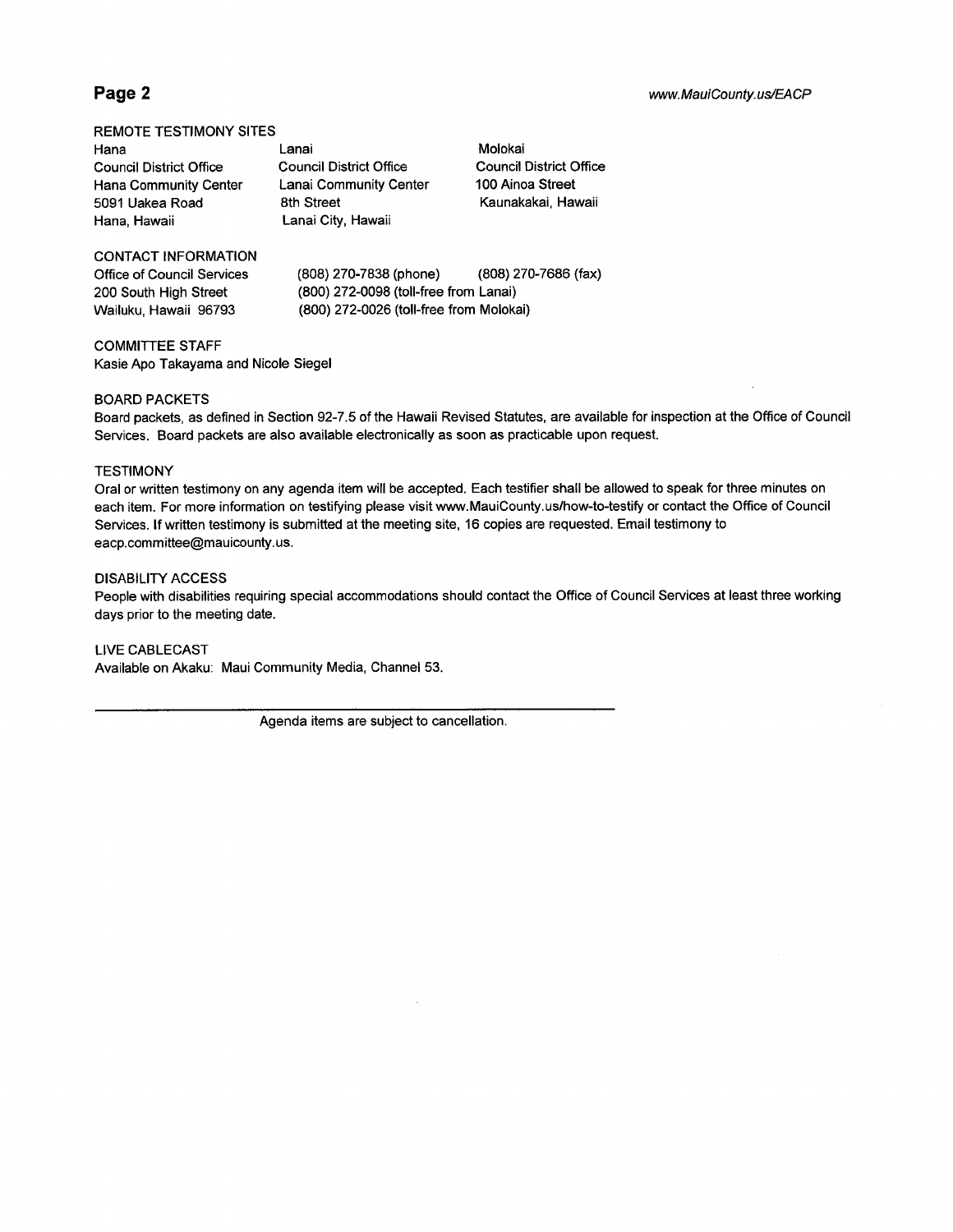### REMOTE TESTIMONY SITES

| Hana | Lanai | Molokai |
|---|---|---|
| Council District Office | Council District Office | Council District Office |
| Hana Community Center | Lanai Community Center | 100 Ainoa Street |
| 5091 Uakea Road | 8th Street | Kaunakakai, Hawaii |
| Hana, Hawaii | Lanai City, Hawaii | |

### CONTACT INFORMATION

| | | |
|---|---|---|
| Office of Council Services | (808) 270-7838 (phone) | (808) 270-7686 (fax) |
| 200 South High Street | (800) 272-0098 (toll-free from Lanai) | |
| Wailuku, Hawaii 96793 | (800) 272-0026 (toll-free from Molokai) | |

### COMMITTEE STAFF

Kasie Apo Takayama and Nicole Siegel

### BOARD PACKETS

Board packets, as defined in Section 92-7.5 of the Hawaii Revised Statutes, are available for inspection at the Office of Council Services. Board packets are also available electronically as soon as practicable upon request.

### TESTIMONY

Oral or written testimony on any agenda item will be accepted. Each testifier shall be allowed to speak for three minutes on each item. For more information on testifying please visit www.MauiCounty.us/how-to-testify or contact the Office of Council Services. If written testimony is submitted at the meeting site, 16 copies are requested. Email testimony to eacp.committee@mauicounty.us.

### DISABILITY ACCESS

People with disabilities requiring special accommodations should contact the Office of Council Services at least three working days prior to the meeting date.

### LIVE CABLECAST

Available on Akaku: Maui Community Media, Channel 53.

---

Agenda items are subject to cancellation.